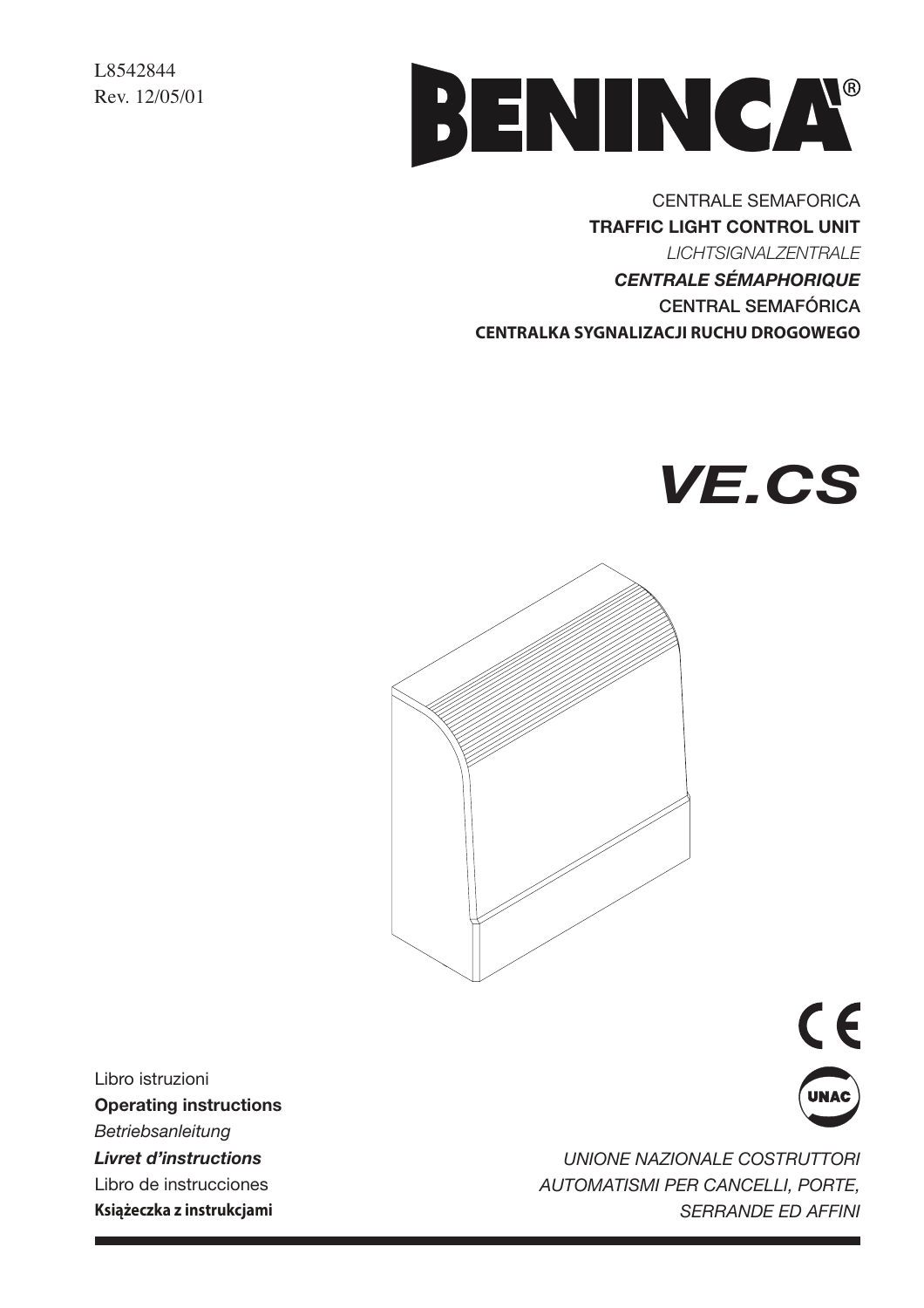L8542844
Rev. 12/05/01

# BENINCA®

CENTRALE SEMAFORICA
**TRAFFIC LIGHT CONTROL UNIT**
*LICHTSIGNALZENTRALE*
***CENTRALE SÉMAPHORIQUE***
CENTRAL SEMAFÓRICA
**CENTRALKA SYGNALIZACJI RUCHU DROGOWEGO**

# *VE.CS*

Libro istruzioni
**Operating instructions**
*Betriebsanleitung*
***Livret d'instructions***
Libro de instrucciones
**Książeczka z instrukcjami**

CE

UNAC

*UNIONE NAZIONALE COSTRUTTORI AUTOMATISMI PER CANCELLI, PORTE, SERRANDE ED AFFINI*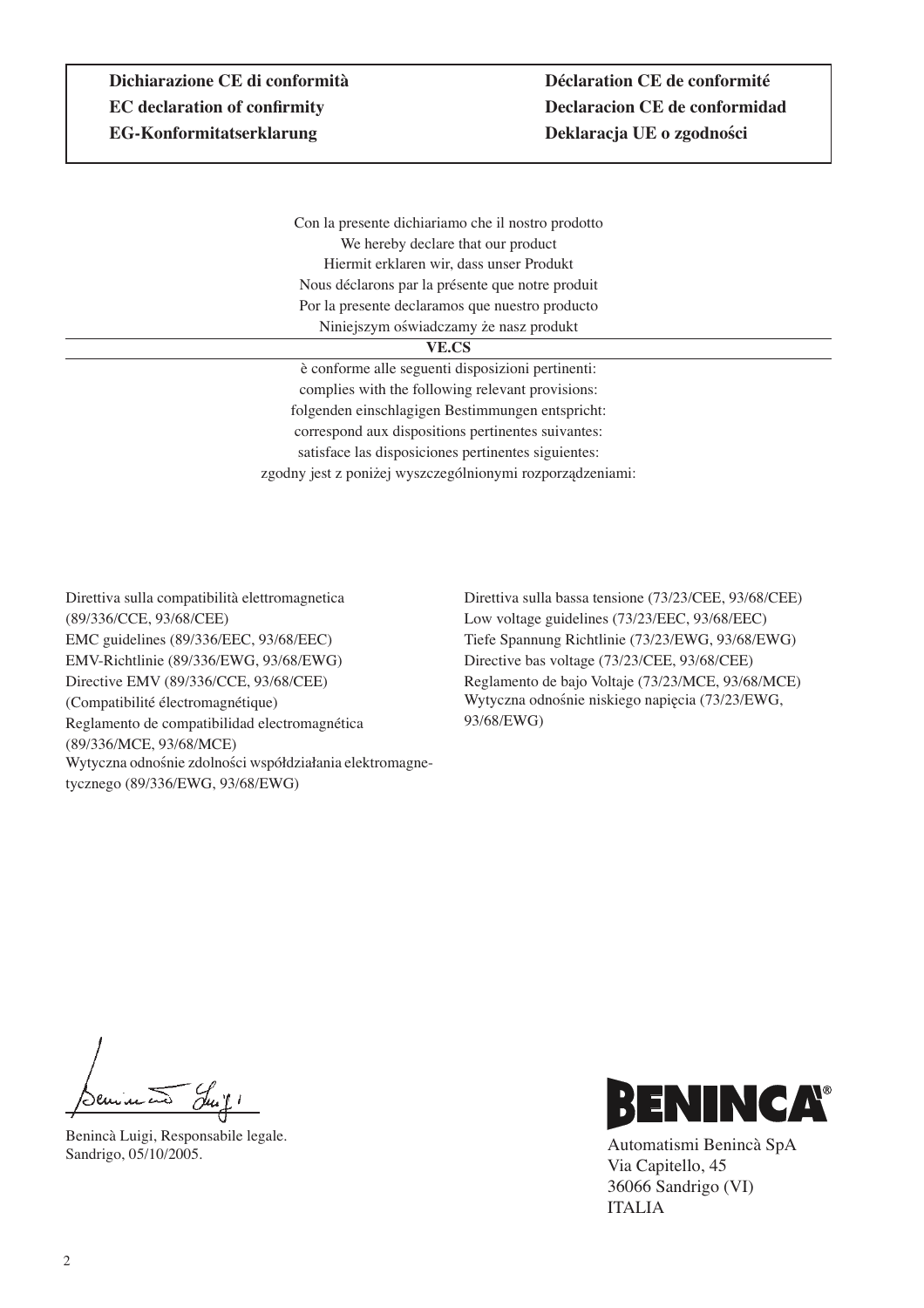**Dichiarazione CE di conformità**
**EC declaration of confirmity**
**EG-Konformitatserklarung**
**Déclaration CE de conformité**
**Declaracion CE de conformidad**
**Deklaracja UE o zgodności**

Con la presente dichiariamo che il nostro prodotto
We hereby declare that our product
Hiermit erklaren wir, dass unser Produkt
Nous déclarons par la présente que notre produit
Por la presente declaramos que nuestro producto
Niniejszym oświadczamy że nasz produkt

**VE.CS**

è conforme alle seguenti disposizioni pertinenti:
complies with the following relevant provisions:
folgenden einschlagigen Bestimmungen entspricht:
correspond aux dispositions pertinentes suivantes:
satisface las disposiciones pertinentes siguientes:
zgodny jest z poniżej wyszczególnionymi rozporządzeniami:

Direttiva sulla compatibilità elettromagnetica (89/336/CCE, 93/68/CEE)
EMC guidelines (89/336/EEC, 93/68/EEC)
EMV-Richtlinie (89/336/EWG, 93/68/EWG)
Directive EMV (89/336/CCE, 93/68/CEE) (Compatibilité électromagnétique)
Reglamento de compatibilidad electromagnética (89/336/MCE, 93/68/MCE)
Wytyczna odnośnie zdolności współdziałania elektromagnetycznego (89/336/EWG, 93/68/EWG)

Direttiva sulla bassa tensione (73/23/CEE, 93/68/CEE)
Low voltage guidelines (73/23/EEC, 93/68/EEC)
Tiefe Spannung Richtlinie (73/23/EWG, 93/68/EWG)
Directive bas voltage (73/23/CEE, 93/68/CEE)
Reglamento de bajo Voltaje (73/23/MCE, 93/68/MCE)
Wytyczna odnośnie niskiego napięcia (73/23/EWG, 93/68/EWG)

Benincà Luigi, Responsabile legale.
Sandrigo, 05/10/2005.

BENINCA®

Automatismi Benincà SpA
Via Capitello, 45
36066 Sandrigo (VI)
ITALIA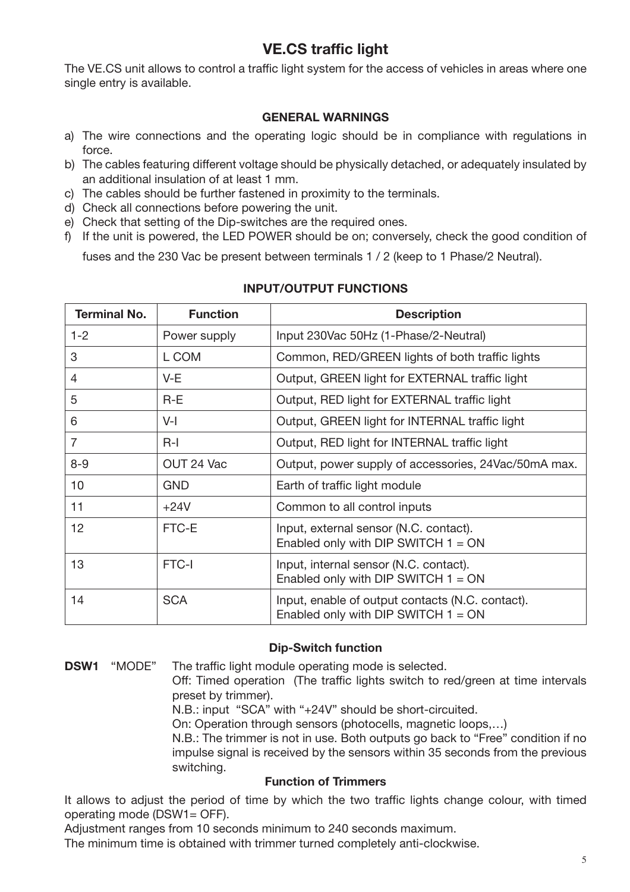# VE.CS traffic light

The VE.CS unit allows to control a traffic light system for the access of vehicles in areas where one single entry is available.

### GENERAL WARNINGS

a) The wire connections and the operating logic should be in compliance with regulations in force.
b) The cables featuring different voltage should be physically detached, or adequately insulated by an additional insulation of at least 1 mm.
c) The cables should be further fastened in proximity to the terminals.
d) Check all connections before powering the unit.
e) Check that setting of the Dip-switches are the required ones.
f) If the unit is powered, the LED POWER should be on; conversely, check the good condition of fuses and the 230 Vac be present between terminals 1 / 2 (keep to 1 Phase/2 Neutral).

### INPUT/OUTPUT FUNCTIONS

| Terminal No. | Function | Description |
|---|---|---|
| 1-2 | Power supply | Input 230Vac 50Hz (1-Phase/2-Neutral) |
| 3 | L COM | Common, RED/GREEN lights of both traffic lights |
| 4 | V-E | Output, GREEN light for EXTERNAL traffic light |
| 5 | R-E | Output, RED light for EXTERNAL traffic light |
| 6 | V-I | Output, GREEN light for INTERNAL traffic light |
| 7 | R-I | Output, RED light for INTERNAL traffic light |
| 8-9 | OUT 24 Vac | Output, power supply of accessories, 24Vac/50mA max. |
| 10 | GND | Earth of traffic light module |
| 11 | +24V | Common to all control inputs |
| 12 | FTC-E | Input, external sensor (N.C. contact). Enabled only with DIP SWITCH 1 = ON |
| 13 | FTC-I | Input, internal sensor (N.C. contact). Enabled only with DIP SWITCH 1 = ON |
| 14 | SCA | Input, enable of output contacts (N.C. contact). Enabled only with DIP SWITCH 1 = ON |

### Dip-Switch function

**DSW1** "MODE" The traffic light module operating mode is selected.
Off: Timed operation (The traffic lights switch to red/green at time intervals preset by trimmer).
N.B.: input "SCA" with "+24V" should be short-circuited.
On: Operation through sensors (photocells, magnetic loops,…)
N.B.: The trimmer is not in use. Both outputs go back to "Free" condition if no impulse signal is received by the sensors within 35 seconds from the previous switching.

### Function of Trimmers

It allows to adjust the period of time by which the two traffic lights change colour, with timed operating mode (DSW1= OFF).
Adjustment ranges from 10 seconds minimum to 240 seconds maximum.
The minimum time is obtained with trimmer turned completely anti-clockwise.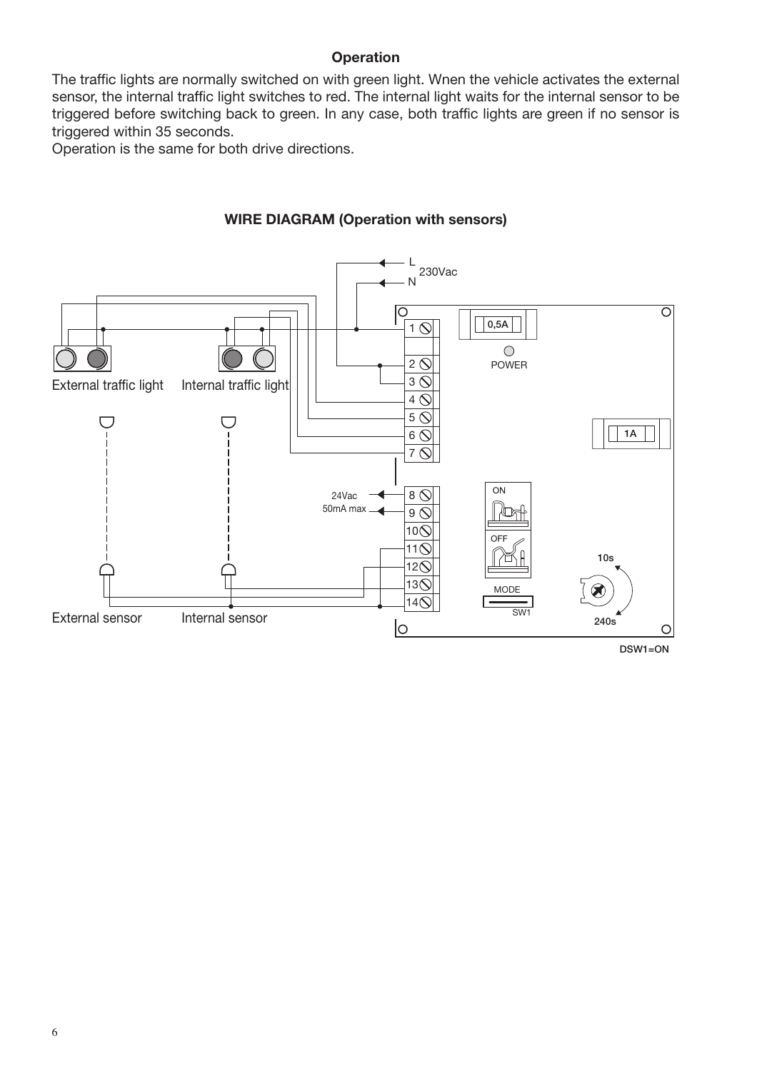## Operation

The traffic lights are normally switched on with green light. Wnen the vehicle activates the external sensor, the internal traffic light switches to red. The internal light waits for the internal sensor to be triggered before switching back to green. In any case, both traffic lights are green if no sensor is triggered within 35 seconds.
Operation is the same for both drive directions.

### WIRE DIAGRAM (Operation with sensors)

L
N
230Vac

External traffic light
Internal traffic light

External sensor
Internal sensor

1
2
3
4
5
6
7
8
9
10
11
12
13
14

24Vac
50mA max

0,5A
POWER
1A

ON
OFF
MODE
SW1

10s
240s

DSW1=ON